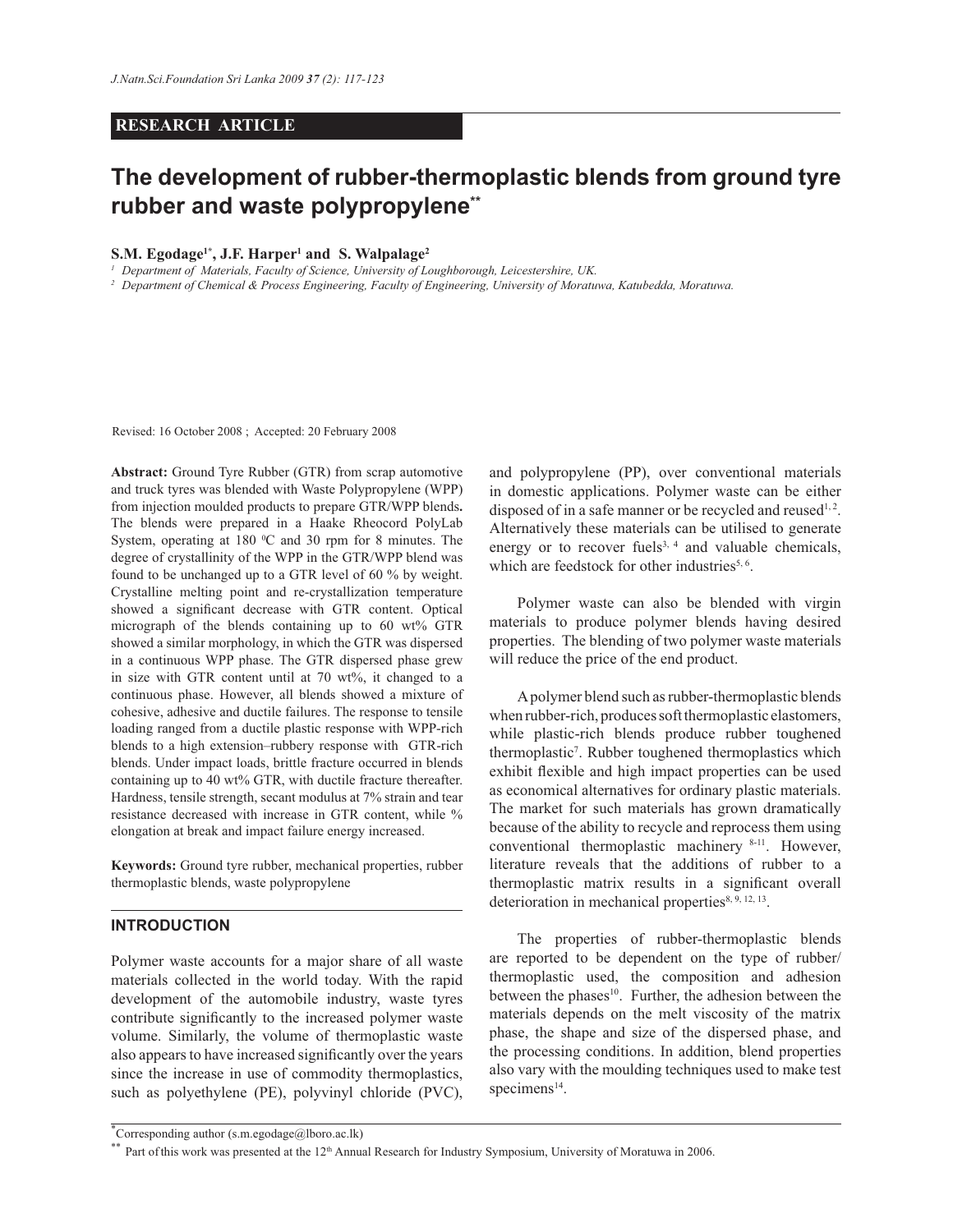**RESEARCH ARTICLE**

# The development of rubber-thermoplastic blends from ground tyre rubber and waste polypropylene**

**S.M. Egodage[1*], J.F. Harper[1] and S. Walpalage[2]**

[1] *Department of Materials, Faculty of Science, University of Loughborough, Leicestershire, UK.*

[2] *Department of Chemical & Process Engineering, Faculty of Engineering, University of Moratuwa, Katubedda, Moratuwa.*

Revised: 16 October 2008 ; Accepted: 20 February 2008

**Abstract:** Ground Tyre Rubber (GTR) from scrap automotive and truck tyres was blended with Waste Polypropylene (WPP) from injection moulded products to prepare GTR/WPP blends**.** The blends were prepared in a Haake Rheocord PolyLab System, operating at 180 $^0$C and 30 rpm for 8 minutes. The degree of crystallinity of the WPP in the GTR/WPP blend was found to be unchanged up to a GTR level of 60 % by weight. Crystalline melting point and re-crystallization temperature showed a significant decrease with GTR content. Optical micrograph of the blends containing up to 60 wt% GTR showed a similar morphology, in which the GTR was dispersed in a continuous WPP phase. The GTR dispersed phase grew in size with GTR content until at 70 wt%, it changed to a continuous phase. However, all blends showed a mixture of cohesive, adhesive and ductile failures. The response to tensile loading ranged from a ductile plastic response with WPP-rich blends to a high extension–rubbery response with GTR-rich blends. Under impact loads, brittle fracture occurred in blends containing up to 40 wt% GTR, with ductile fracture thereafter. Hardness, tensile strength, secant modulus at 7% strain and tear resistance decreased with increase in GTR content, while % elongation at break and impact failure energy increased.

**Keywords:** Ground tyre rubber, mechanical properties, rubber thermoplastic blends, waste polypropylene

## INTRODUCTION

Polymer waste accounts for a major share of all waste materials collected in the world today. With the rapid development of the automobile industry, waste tyres contribute significantly to the increased polymer waste volume. Similarly, the volume of thermoplastic waste also appears to have increased significantly over the years since the increase in use of commodity thermoplastics, such as polyethylene (PE), polyvinyl chloride (PVC), and polypropylene (PP), over conventional materials in domestic applications. Polymer waste can be either disposed of in a safe manner or be recycled and reused[1, 2]. Alternatively these materials can be utilised to generate energy or to recover fuels[3, 4] and valuable chemicals, which are feedstock for other industries[5, 6].

Polymer waste can also be blended with virgin materials to produce polymer blends having desired properties. The blending of two polymer waste materials will reduce the price of the end product.

A polymer blend such as rubber-thermoplastic blends when rubber-rich, produces soft thermoplastic elastomers, while plastic-rich blends produce rubber toughened thermoplastic[7]. Rubber toughened thermoplastics which exhibit flexible and high impact properties can be used as economical alternatives for ordinary plastic materials. The market for such materials has grown dramatically because of the ability to recycle and reprocess them using conventional thermoplastic machinery [8-11]. However, literature reveals that the additions of rubber to a thermoplastic matrix results in a significant overall deterioration in mechanical properties[8, 9, 12, 13].

The properties of rubber-thermoplastic blends are reported to be dependent on the type of rubber/ thermoplastic used, the composition and adhesion between the phases[10]. Further, the adhesion between the materials depends on the melt viscosity of the matrix phase, the shape and size of the dispersed phase, and the processing conditions. In addition, blend properties also vary with the moulding techniques used to make test specimens[14].

---

*Corresponding author (s.m.egodage@lboro.ac.lk)

** Part of this work was presented at the 12th Annual Research for Industry Symposium, University of Moratuwa in 2006.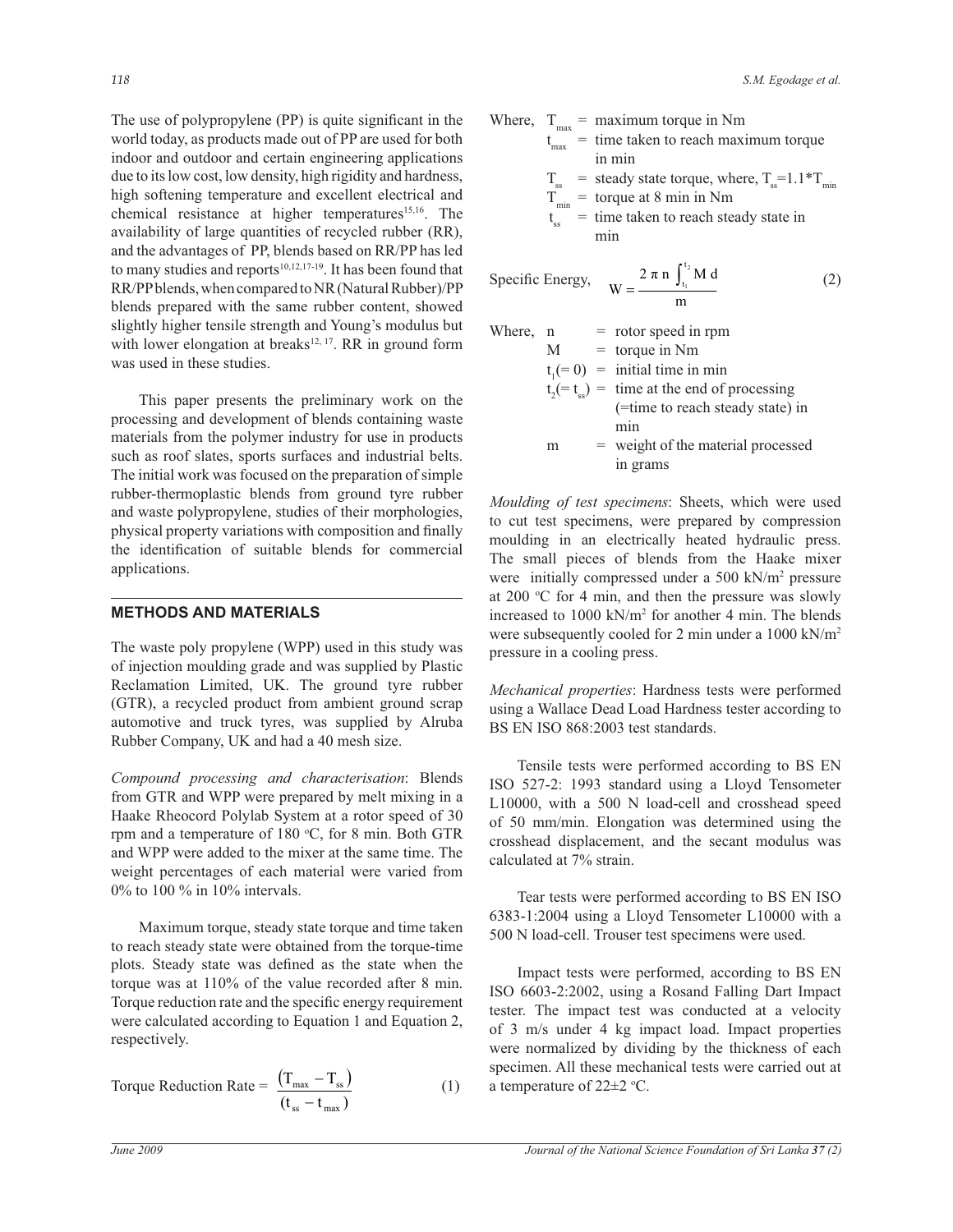The use of polypropylene (PP) is quite significant in the world today, as products made out of PP are used for both indoor and outdoor and certain engineering applications due to its low cost, low density, high rigidity and hardness, high softening temperature and excellent electrical and chemical resistance at higher temperatures[15,16]. The availability of large quantities of recycled rubber (RR), and the advantages of PP, blends based on RR/PP has led to many studies and reports[10,12,17-19]. It has been found that RR/PP blends, when compared to NR (Natural Rubber)/PP blends prepared with the same rubber content, showed slightly higher tensile strength and Young's modulus but with lower elongation at breaks[12, 17]. RR in ground form was used in these studies.

This paper presents the preliminary work on the processing and development of blends containing waste materials from the polymer industry for use in products such as roof slates, sports surfaces and industrial belts. The initial work was focused on the preparation of simple rubber-thermoplastic blends from ground tyre rubber and waste polypropylene, studies of their morphologies, physical property variations with composition and finally the identification of suitable blends for commercial applications.

## METHODS AND MATERIALS

The waste poly propylene (WPP) used in this study was of injection moulding grade and was supplied by Plastic Reclamation Limited, UK. The ground tyre rubber (GTR), a recycled product from ambient ground scrap automotive and truck tyres, was supplied by Alruba Rubber Company, UK and had a 40 mesh size.

*Compound processing and characterisation*: Blends from GTR and WPP were prepared by melt mixing in a Haake Rheocord Polylab System at a rotor speed of 30 rpm and a temperature of 180 °C, for 8 min. Both GTR and WPP were added to the mixer at the same time. The weight percentages of each material were varied from 0% to 100 % in 10% intervals.

Maximum torque, steady state torque and time taken to reach steady state were obtained from the torque-time plots. Steady state was defined as the state when the torque was at 110% of the value recorded after 8 min. Torque reduction rate and the specific energy requirement were calculated according to Equation 1 and Equation 2, respectively.

$$\text{Torque Reduction Rate} = \frac{\left(T_{max} - T_{ss}\right)}{\left(t_{ss} - t_{max}\right)} \tag{1}$$

Where, $T_{max}$ = maximum torque in Nm
$t_{max}$ = time taken to reach maximum torque in min
$T_{ss}$ = steady state torque, where, $T_{ss}=1.1*T_{min}$
$T_{min}$ = torque at 8 min in Nm
$t_{ss}$ = time taken to reach steady state in min

$$\text{Specific Energy,} \quad W = \frac{2\pi n \int_{t_1}^{t_2} M \, d}{m} \tag{2}$$

Where, $n$ = rotor speed in rpm
$M$ = torque in Nm
$t_1 (= 0)$ = initial time in min
$t_2 (= t_{ss})$ = time at the end of processing (=time to reach steady state) in min
$m$ = weight of the material processed in grams

*Moulding of test specimens*: Sheets, which were used to cut test specimens, were prepared by compression moulding in an electrically heated hydraulic press. The small pieces of blends from the Haake mixer were initially compressed under a 500 kN/m$^2$ pressure at 200 °C for 4 min, and then the pressure was slowly increased to 1000 kN/m$^2$ for another 4 min. The blends were subsequently cooled for 2 min under a 1000 kN/m$^2$ pressure in a cooling press.

*Mechanical properties*: Hardness tests were performed using a Wallace Dead Load Hardness tester according to BS EN ISO 868:2003 test standards.

Tensile tests were performed according to BS EN ISO 527-2: 1993 standard using a Lloyd Tensometer L10000, with a 500 N load-cell and crosshead speed of 50 mm/min. Elongation was determined using the crosshead displacement, and the secant modulus was calculated at 7% strain.

Tear tests were performed according to BS EN ISO 6383-1:2004 using a Lloyd Tensometer L10000 with a 500 N load-cell. Trouser test specimens were used.

Impact tests were performed, according to BS EN ISO 6603-2:2002, using a Rosand Falling Dart Impact tester. The impact test was conducted at a velocity of 3 m/s under 4 kg impact load. Impact properties were normalized by dividing by the thickness of each specimen. All these mechanical tests were carried out at a temperature of 22±2 °C.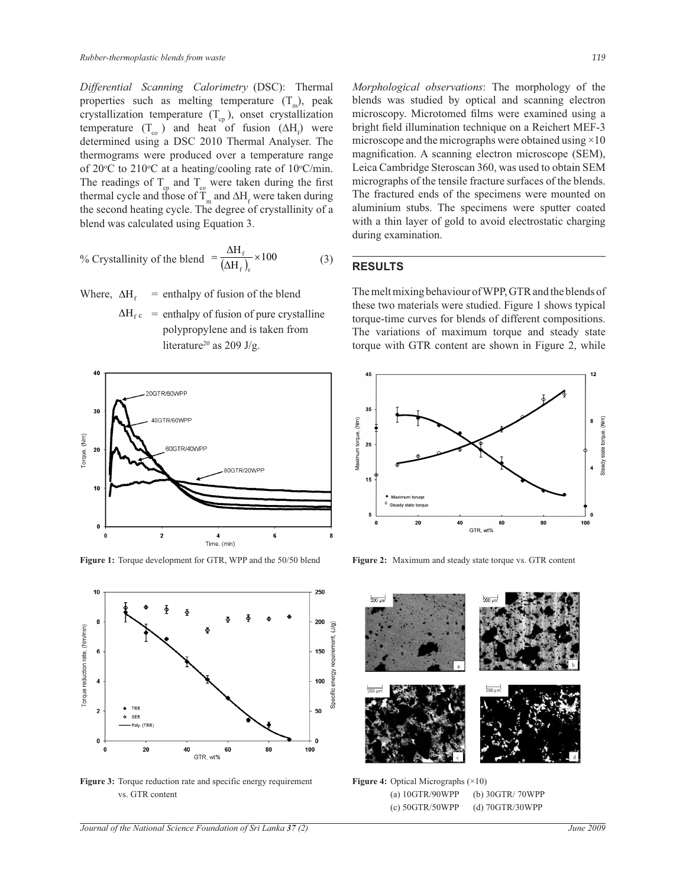*Differential Scanning Calorimetry* (DSC): Thermal properties such as melting temperature ($T_m$), peak crystallization temperature ($T_{cp}$), onset crystallization temperature ($T_{co}$) and heat of fusion ($\Delta H_f$) were determined using a DSC 2010 Thermal Analyser. The thermograms were produced over a temperature range of 20°C to 210°C at a heating/cooling rate of 10°C/min. The readings of $T_{cp}$ and $T_{co}$ were taken during the first thermal cycle and those of $T_m$ and $\Delta H_f$ were taken during the second heating cycle. The degree of crystallinity of a blend was calculated using Equation 3.

$$\% \text{ Crystallinity of the blend } = \frac{\Delta H_f}{(\Delta H_f)_c} \times 100 \qquad (3)$$

Where, $\Delta H_f$ = enthalpy of fusion of the blend

$\Delta H_{fc}$ = enthalpy of fusion of pure crystalline polypropylene and is taken from literature[20] as 209 J/g.

Figure 1: Torque development for GTR, WPP and the 50/50 blend

Figure 3: Torque reduction rate and specific energy requirement vs. GTR content

*Morphological observations*: The morphology of the blends was studied by optical and scanning electron microscopy. Microtomed films were examined using a bright field illumination technique on a Reichert MEF-3 microscope and the micrographs were obtained using ×10 magnification. A scanning electron microscope (SEM), Leica Cambridge Steroscan 360, was used to obtain SEM micrographs of the tensile fracture surfaces of the blends. The fractured ends of the specimens were mounted on aluminium stubs. The specimens were sputter coated with a thin layer of gold to avoid electrostatic charging during examination.

## RESULTS

The melt mixing behaviour of WPP, GTR and the blends of these two materials were studied. Figure 1 shows typical torque-time curves for blends of different compositions. The variations of maximum torque and steady state torque with GTR content are shown in Figure 2, while

Figure 2: Maximum and steady state torque vs. GTR content

Figure 4: Optical Micrographs (×10)
(a) 10GTR/90WPP (b) 30GTR/ 70WPP
(c) 50GTR/50WPP (d) 70GTR/30WPP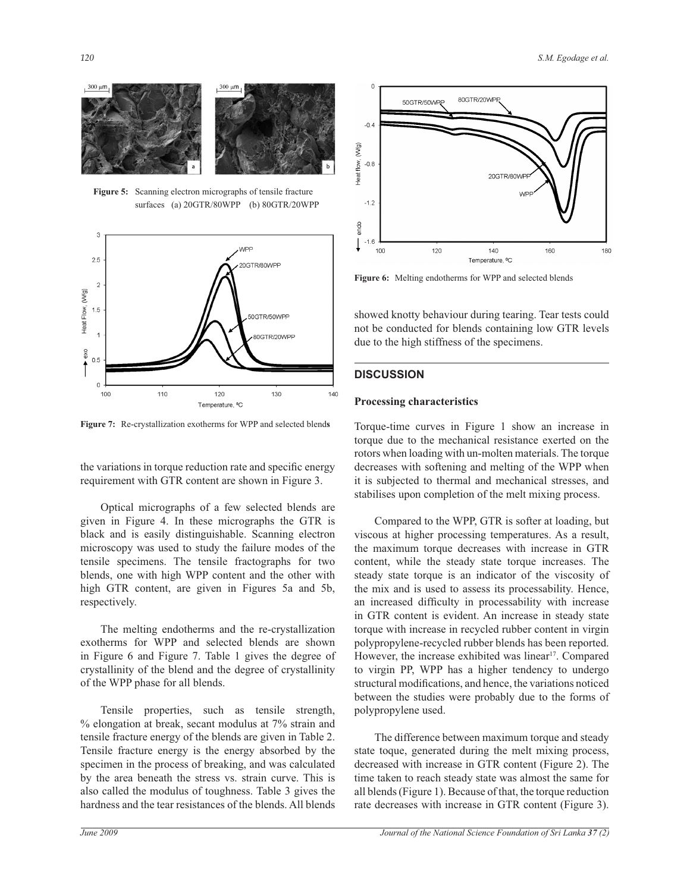Figure 5: Scanning electron micrographs of tensile fracture surfaces (a) 20GTR/80WPP (b) 80GTR/20WPP

Figure 7: Re-crystallization exotherms for WPP and selected blends

the variations in torque reduction rate and specific energy requirement with GTR content are shown in Figure 3.

Optical micrographs of a few selected blends are given in Figure 4. In these micrographs the GTR is black and is easily distinguishable. Scanning electron microscopy was used to study the failure modes of the tensile specimens. The tensile fractographs for two blends, one with high WPP content and the other with high GTR content, are given in Figures 5a and 5b, respectively.

The melting endotherms and the re-crystallization exotherms for WPP and selected blends are shown in Figure 6 and Figure 7. Table 1 gives the degree of crystallinity of the blend and the degree of crystallinity of the WPP phase for all blends.

Tensile properties, such as tensile strength, % elongation at break, secant modulus at 7% strain and tensile fracture energy of the blends are given in Table 2. Tensile fracture energy is the energy absorbed by the specimen in the process of breaking, and was calculated by the area beneath the stress vs. strain curve. This is also called the modulus of toughness. Table 3 gives the hardness and the tear resistances of the blends. All blends showed knotty behaviour during tearing. Tear tests could not be conducted for blends containing low GTR levels due to the high stiffness of the specimens.

Figure 6: Melting endotherms for WPP and selected blends

## DISCUSSION

### Processing characteristics

Torque-time curves in Figure 1 show an increase in torque due to the mechanical resistance exerted on the rotors when loading with un-molten materials. The torque decreases with softening and melting of the WPP when it is subjected to thermal and mechanical stresses, and stabilises upon completion of the melt mixing process.

Compared to the WPP, GTR is softer at loading, but viscous at higher processing temperatures. As a result, the maximum torque decreases with increase in GTR content, while the steady state torque increases. The steady state torque is an indicator of the viscosity of the mix and is used to assess its processability. Hence, an increased difficulty in processability with increase in GTR content is evident. An increase in steady state torque with increase in recycled rubber content in virgin polypropylene-recycled rubber blends has been reported. However, the increase exhibited was linear[17]. Compared to virgin PP, WPP has a higher tendency to undergo structural modifications, and hence, the variations noticed between the studies were probably due to the forms of polypropylene used.

The difference between maximum torque and steady state toque, generated during the melt mixing process, decreased with increase in GTR content (Figure 2). The time taken to reach steady state was almost the same for all blends (Figure 1). Because of that, the torque reduction rate decreases with increase in GTR content (Figure 3).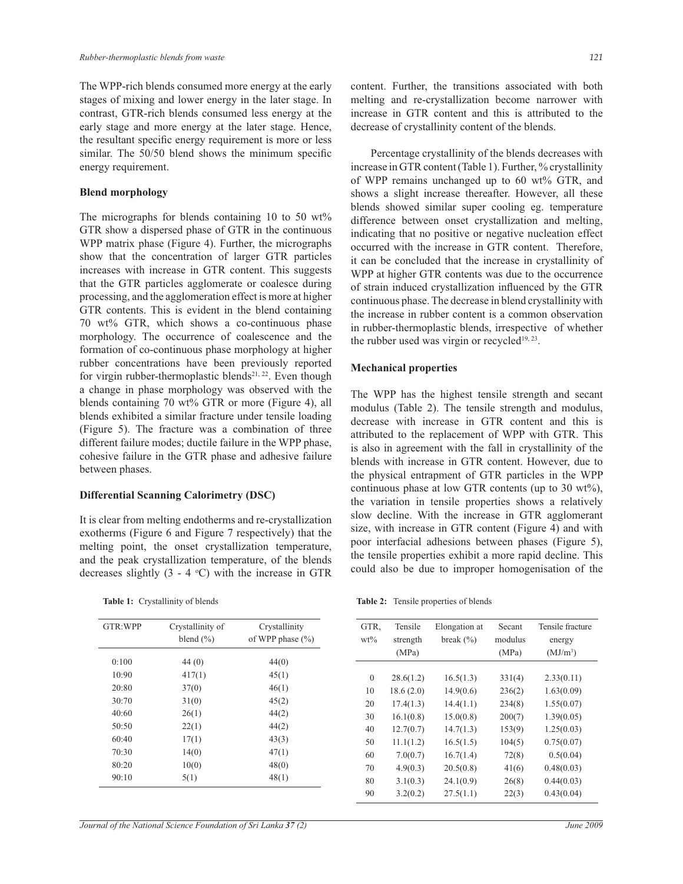The WPP-rich blends consumed more energy at the early stages of mixing and lower energy in the later stage. In contrast, GTR-rich blends consumed less energy at the early stage and more energy at the later stage. Hence, the resultant specific energy requirement is more or less similar. The 50/50 blend shows the minimum specific energy requirement.

### Blend morphology

The micrographs for blends containing 10 to 50 wt% GTR show a dispersed phase of GTR in the continuous WPP matrix phase (Figure 4). Further, the micrographs show that the concentration of larger GTR particles increases with increase in GTR content. This suggests that the GTR particles agglomerate or coalesce during processing, and the agglomeration effect is more at higher GTR contents. This is evident in the blend containing 70 wt% GTR, which shows a co-continuous phase morphology. The occurrence of coalescence and the formation of co-continuous phase morphology at higher rubber concentrations have been previously reported for virgin rubber-thermoplastic blends[21, 22]. Even though a change in phase morphology was observed with the blends containing 70 wt% GTR or more (Figure 4), all blends exhibited a similar fracture under tensile loading (Figure 5). The fracture was a combination of three different failure modes; ductile failure in the WPP phase, cohesive failure in the GTR phase and adhesive failure between phases.

### Differential Scanning Calorimetry (DSC)

It is clear from melting endotherms and re-crystallization exotherms (Figure 6 and Figure 7 respectively) that the melting point, the onset crystallization temperature, and the peak crystallization temperature, of the blends decreases slightly (3 - 4 °C) with the increase in GTR content. Further, the transitions associated with both melting and re-crystallization become narrower with increase in GTR content and this is attributed to the decrease of crystallinity content of the blends.

Percentage crystallinity of the blends decreases with increase in GTR content (Table 1). Further, % crystallinity of WPP remains unchanged up to 60 wt% GTR, and shows a slight increase thereafter. However, all these blends showed similar super cooling eg. temperature difference between onset crystallization and melting, indicating that no positive or negative nucleation effect occurred with the increase in GTR content. Therefore, it can be concluded that the increase in crystallinity of WPP at higher GTR contents was due to the occurrence of strain induced crystallization influenced by the GTR continuous phase. The decrease in blend crystallinity with the increase in rubber content is a common observation in rubber-thermoplastic blends, irrespective of whether the rubber used was virgin or recycled[19, 23].

### Mechanical properties

The WPP has the highest tensile strength and secant modulus (Table 2). The tensile strength and modulus, decrease with increase in GTR content and this is attributed to the replacement of WPP with GTR. This is also in agreement with the fall in crystallinity of the blends with increase in GTR content. However, due to the physical entrapment of GTR particles in the WPP continuous phase at low GTR contents (up to 30 wt%), the variation in tensile properties shows a relatively slow decline. With the increase in GTR agglomerant size, with increase in GTR content (Figure 4) and with poor interfacial adhesions between phases (Figure 5), the tensile properties exhibit a more rapid decline. This could also be due to improper homogenisation of the

**Table 1:** Crystallinity of blends

| GTR:WPP | Crystallinity of blend (%) | Crystallinity of WPP phase (%) |
|---|---|---|
| 0:100 | 44 (0) | 44(0) |
| 10:90 | 417(1) | 45(1) |
| 20:80 | 37(0) | 46(1) |
| 30:70 | 31(0) | 45(2) |
| 40:60 | 26(1) | 44(2) |
| 50:50 | 22(1) | 44(2) |
| 60:40 | 17(1) | 43(3) |
| 70:30 | 14(0) | 47(1) |
| 80:20 | 10(0) | 48(0) |
| 90:10 | 5(1) | 48(1) |

**Table 2:** Tensile properties of blends

| GTR, wt% | Tensile strength (MPa) | Elongation at break (%) | Secant modulus (MPa) | Tensile fracture energy (MJ/m³) |
|---|---|---|---|---|
| 0 | 28.6(1.2) | 16.5(1.3) | 331(4) | 2.33(0.11) |
| 10 | 18.6 (2.0) | 14.9(0.6) | 236(2) | 1.63(0.09) |
| 20 | 17.4(1.3) | 14.4(1.1) | 234(8) | 1.55(0.07) |
| 30 | 16.1(0.8) | 15.0(0.8) | 200(7) | 1.39(0.05) |
| 40 | 12.7(0.7) | 14.7(1.3) | 153(9) | 1.25(0.03) |
| 50 | 11.1(1.2) | 16.5(1.5) | 104(5) | 0.75(0.07) |
| 60 | 7.0(0.7) | 16.7(1.4) | 72(8) | 0.5(0.04) |
| 70 | 4.9(0.3) | 20.5(0.8) | 41(6) | 0.48(0.03) |
| 80 | 3.1(0.3) | 24.1(0.9) | 26(8) | 0.44(0.03) |
| 90 | 3.2(0.2) | 27.5(1.1) | 22(3) | 0.43(0.04) |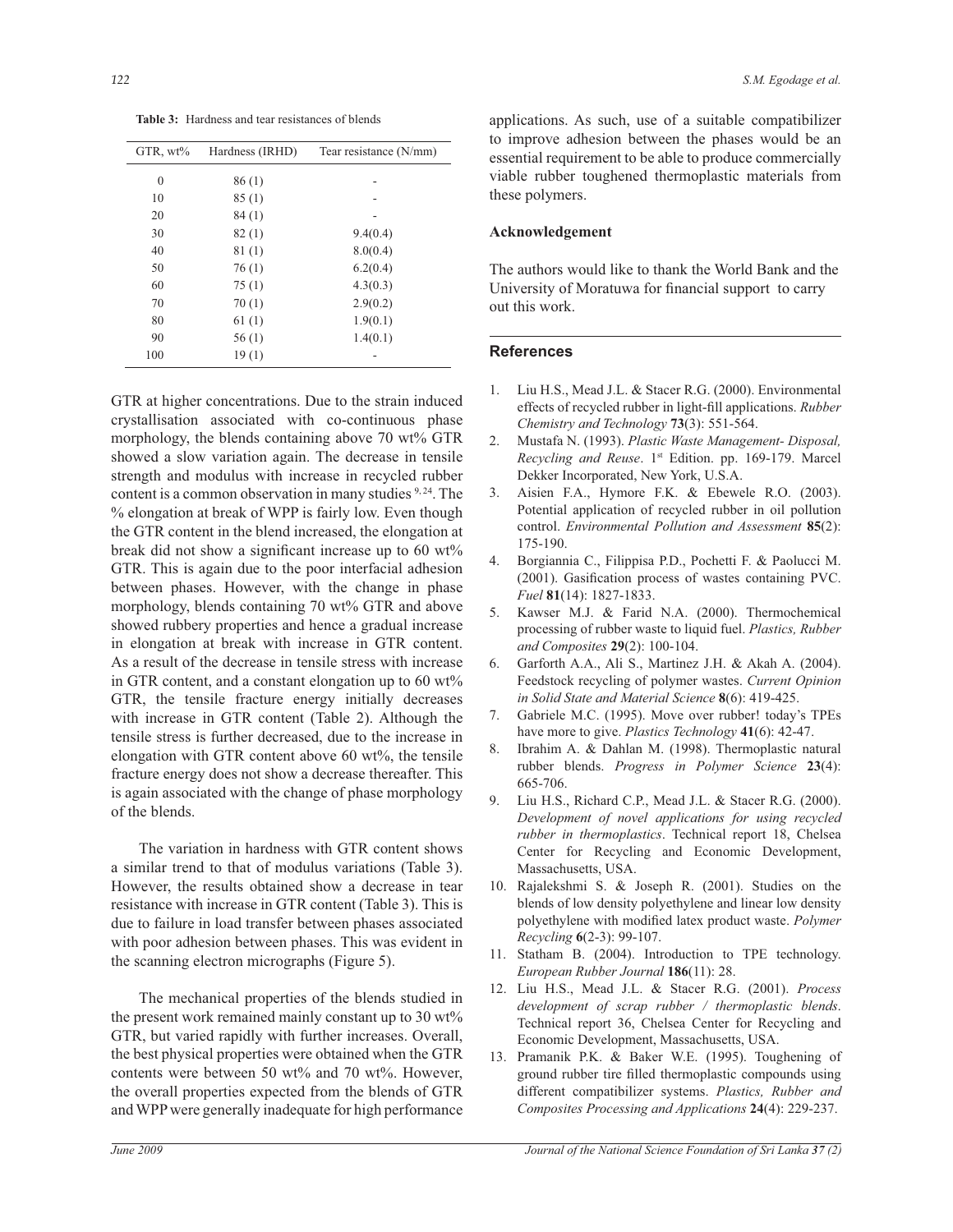**Table 3:** Hardness and tear resistances of blends

| GTR, wt% | Hardness (IRHD) | Tear resistance (N/mm) |
|---|---|---|
| 0 | 86 (1) | - |
| 10 | 85 (1) | - |
| 20 | 84 (1) | - |
| 30 | 82 (1) | 9.4(0.4) |
| 40 | 81 (1) | 8.0(0.4) |
| 50 | 76 (1) | 6.2(0.4) |
| 60 | 75 (1) | 4.3(0.3) |
| 70 | 70 (1) | 2.9(0.2) |
| 80 | 61 (1) | 1.9(0.1) |
| 90 | 56 (1) | 1.4(0.1) |
| 100 | 19 (1) | - |

GTR at higher concentrations. Due to the strain induced crystallisation associated with co-continuous phase morphology, the blends containing above 70 wt% GTR showed a slow variation again. The decrease in tensile strength and modulus with increase in recycled rubber content is a common observation in many studies [9, 24]. The % elongation at break of WPP is fairly low. Even though the GTR content in the blend increased, the elongation at break did not show a significant increase up to 60 wt% GTR. This is again due to the poor interfacial adhesion between phases. However, with the change in phase morphology, blends containing 70 wt% GTR and above showed rubbery properties and hence a gradual increase in elongation at break with increase in GTR content. As a result of the decrease in tensile stress with increase in GTR content, and a constant elongation up to 60 wt% GTR, the tensile fracture energy initially decreases with increase in GTR content (Table 2). Although the tensile stress is further decreased, due to the increase in elongation with GTR content above 60 wt%, the tensile fracture energy does not show a decrease thereafter. This is again associated with the change of phase morphology of the blends.

The variation in hardness with GTR content shows a similar trend to that of modulus variations (Table 3). However, the results obtained show a decrease in tear resistance with increase in GTR content (Table 3). This is due to failure in load transfer between phases associated with poor adhesion between phases. This was evident in the scanning electron micrographs (Figure 5).

The mechanical properties of the blends studied in the present work remained mainly constant up to 30 wt% GTR, but varied rapidly with further increases. Overall, the best physical properties were obtained when the GTR contents were between 50 wt% and 70 wt%. However, the overall properties expected from the blends of GTR and WPP were generally inadequate for high performance applications. As such, use of a suitable compatibilizer to improve adhesion between the phases would be an essential requirement to be able to produce commercially viable rubber toughened thermoplastic materials from these polymers.

## Acknowledgement

The authors would like to thank the World Bank and the University of Moratuwa for financial support to carry out this work.

## References

1. Liu H.S., Mead J.L. & Stacer R.G. (2000). Environmental effects of recycled rubber in light-fill applications. *Rubber Chemistry and Technology* **73**(3): 551-564.
2. Mustafa N. (1993). *Plastic Waste Management- Disposal, Recycling and Reuse*. 1st Edition. pp. 169-179. Marcel Dekker Incorporated, New York, U.S.A.
3. Aisien F.A., Hymore F.K. & Ebewele R.O. (2003). Potential application of recycled rubber in oil pollution control. *Environmental Pollution and Assessment* **85**(2): 175-190.
4. Borgianni C., Filippisa P.D., Pochetti F. & Paolucci M. (2001). Gasification process of wastes containing PVC. *Fuel* **81**(14): 1827-1833.
5. Kawser M.J. & Farid N.A. (2000). Thermochemical processing of rubber waste to liquid fuel. *Plastics, Rubber and Composites* **29**(2): 100-104.
6. Garforth A.A., Ali S., Martinez J.H. & Akah A. (2004). Feedstock recycling of polymer wastes. *Current Opinion in Solid State and Material Science* **8**(6): 419-425.
7. Gabriele M.C. (1995). Move over rubber! today's TPEs have more to give. *Plastics Technology* **41**(6): 42-47.
8. Ibrahim A. & Dahlan M. (1998). Thermoplastic natural rubber blends. *Progress in Polymer Science* **23**(4): 665-706.
9. Liu H.S., Richard C.P., Mead J.L. & Stacer R.G. (2000). *Development of novel applications for using recycled rubber in thermoplastics*. Technical report 18, Chelsea Center for Recycling and Economic Development, Massachusetts, USA.
10. Rajalekshmi S. & Joseph R. (2001). Studies on the blends of low density polyethylene and linear low density polyethylene with modified latex product waste. *Polymer Recycling* **6**(2-3): 99-107.
11. Statham B. (2004). Introduction to TPE technology. *European Rubber Journal* **186**(11): 28.
12. Liu H.S., Mead J.L. & Stacer R.G. (2001). *Process development of scrap rubber / thermoplastic blends*. Technical report 36, Chelsea Center for Recycling and Economic Development, Massachusetts, USA.
13. Pramanik P.K. & Baker W.E. (1995). Toughening of ground rubber tire filled thermoplastic compounds using different compatibilizer systems. *Plastics, Rubber and Composites Processing and Applications* **24**(4): 229-237.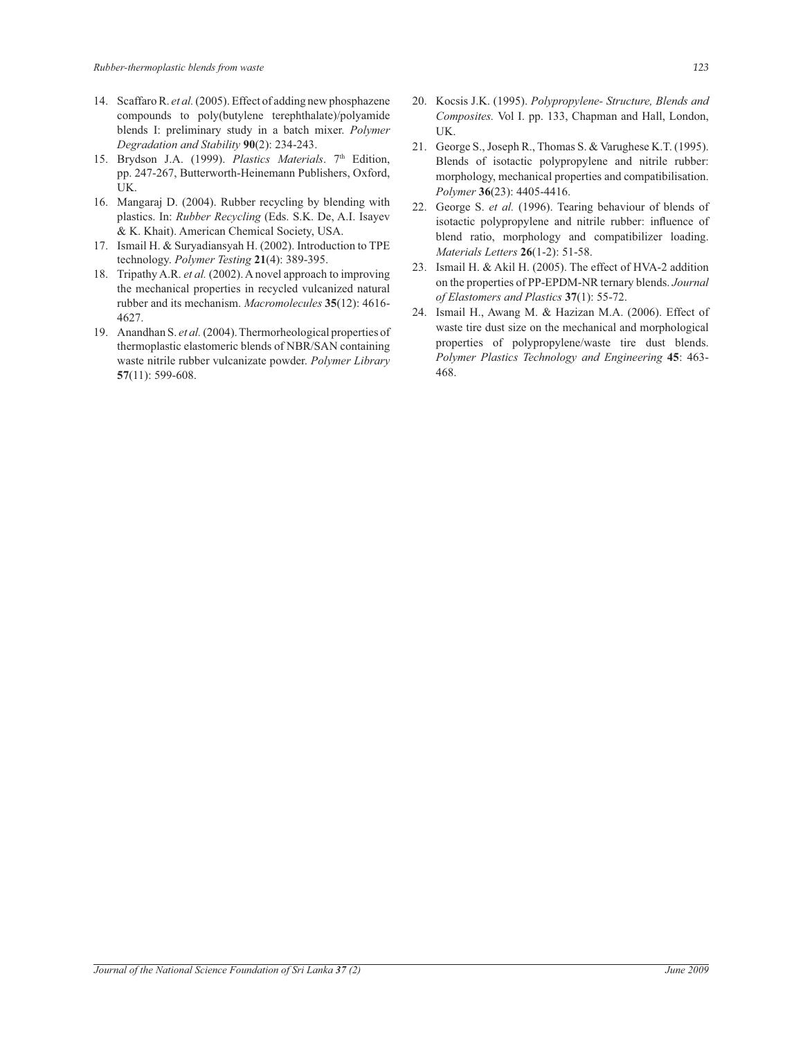14. Scaffaro R. *et al.* (2005). Effect of adding new phosphazene compounds to poly(butylene terephthalate)/polyamide blends I: preliminary study in a batch mixer. *Polymer Degradation and Stability* **90**(2): 234-243.
15. Brydson J.A. (1999). *Plastics Materials*. 7th Edition, pp. 247-267, Butterworth-Heinemann Publishers, Oxford, UK.
16. Mangaraj D. (2004). Rubber recycling by blending with plastics. In: *Rubber Recycling* (Eds. S.K. De, A.I. Isayev & K. Khait). American Chemical Society, USA.
17. Ismail H. & Suryadiansyah H. (2002). Introduction to TPE technology. *Polymer Testing* **21**(4): 389-395.
18. Tripathy A.R. *et al.* (2002). A novel approach to improving the mechanical properties in recycled vulcanized natural rubber and its mechanism. *Macromolecules* **35**(12): 4616-4627.
19. Anandhan S. *et al.* (2004). Thermorheological properties of thermoplastic elastomeric blends of NBR/SAN containing waste nitrile rubber vulcanizate powder. *Polymer Library* **57**(11): 599-608.
20. Kocsis J.K. (1995). *Polypropylene- Structure, Blends and Composites.* Vol I. pp. 133, Chapman and Hall, London, UK.
21. George S., Joseph R., Thomas S. & Varughese K.T. (1995). Blends of isotactic polypropylene and nitrile rubber: morphology, mechanical properties and compatibilisation. *Polymer* **36**(23): 4405-4416.
22. George S. *et al.* (1996). Tearing behaviour of blends of isotactic polypropylene and nitrile rubber: influence of blend ratio, morphology and compatibilizer loading. *Materials Letters* **26**(1-2): 51-58.
23. Ismail H. & Akil H. (2005). The effect of HVA-2 addition on the properties of PP-EPDM-NR ternary blends. *Journal of Elastomers and Plastics* **37**(1): 55-72.
24. Ismail H., Awang M. & Hazizan M.A. (2006). Effect of waste tire dust size on the mechanical and morphological properties of polypropylene/waste tire dust blends. *Polymer Plastics Technology and Engineering* **45**: 463-468.